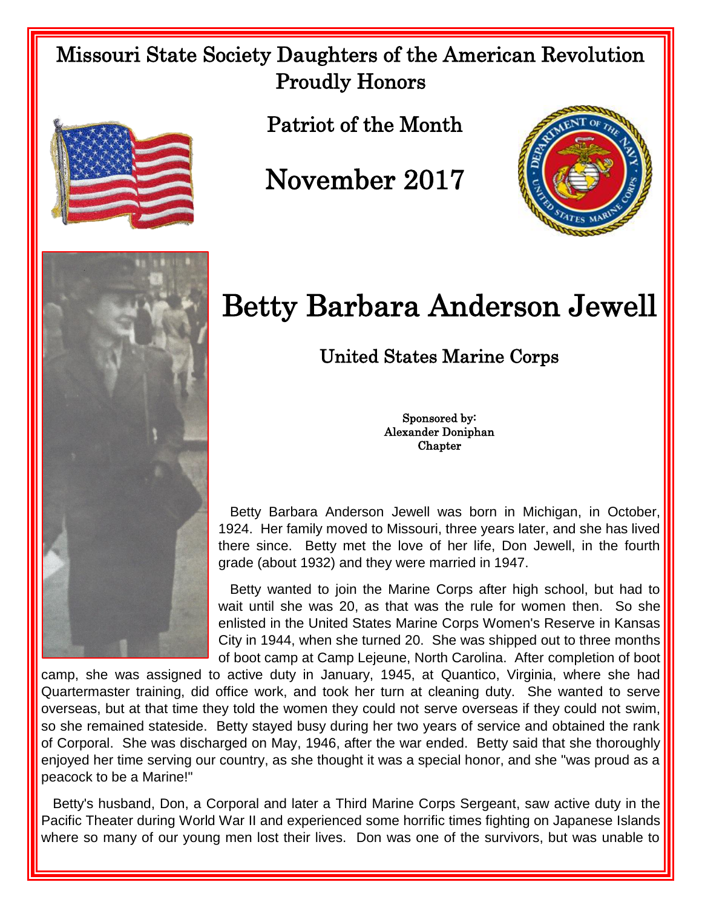# Missouri State Society Daughters of the American Revolution Proudly Honors

## Patriot of the Month

## November 2017

# Betty Barbara Anderson Jewell

### United States Marine Corps

Sponsored by:
Alexander Doniphan
Chapter

Betty Barbara Anderson Jewell was born in Michigan, in October, 1924. Her family moved to Missouri, three years later, and she has lived there since. Betty met the love of her life, Don Jewell, in the fourth grade (about 1932) and they were married in 1947.

Betty wanted to join the Marine Corps after high school, but had to wait until she was 20, as that was the rule for women then. So she enlisted in the United States Marine Corps Women's Reserve in Kansas City in 1944, when she turned 20. She was shipped out to three months of boot camp at Camp Lejeune, North Carolina. After completion of boot camp, she was assigned to active duty in January, 1945, at Quantico, Virginia, where she had Quartermaster training, did office work, and took her turn at cleaning duty. She wanted to serve overseas, but at that time they told the women they could not serve overseas if they could not swim, so she remained stateside. Betty stayed busy during her two years of service and obtained the rank of Corporal. She was discharged on May, 1946, after the war ended. Betty said that she thoroughly enjoyed her time serving our country, as she thought it was a special honor, and she "was proud as a peacock to be a Marine!"

Betty's husband, Don, a Corporal and later a Third Marine Corps Sergeant, saw active duty in the Pacific Theater during World War II and experienced some horrific times fighting on Japanese Islands where so many of our young men lost their lives. Don was one of the survivors, but was unable to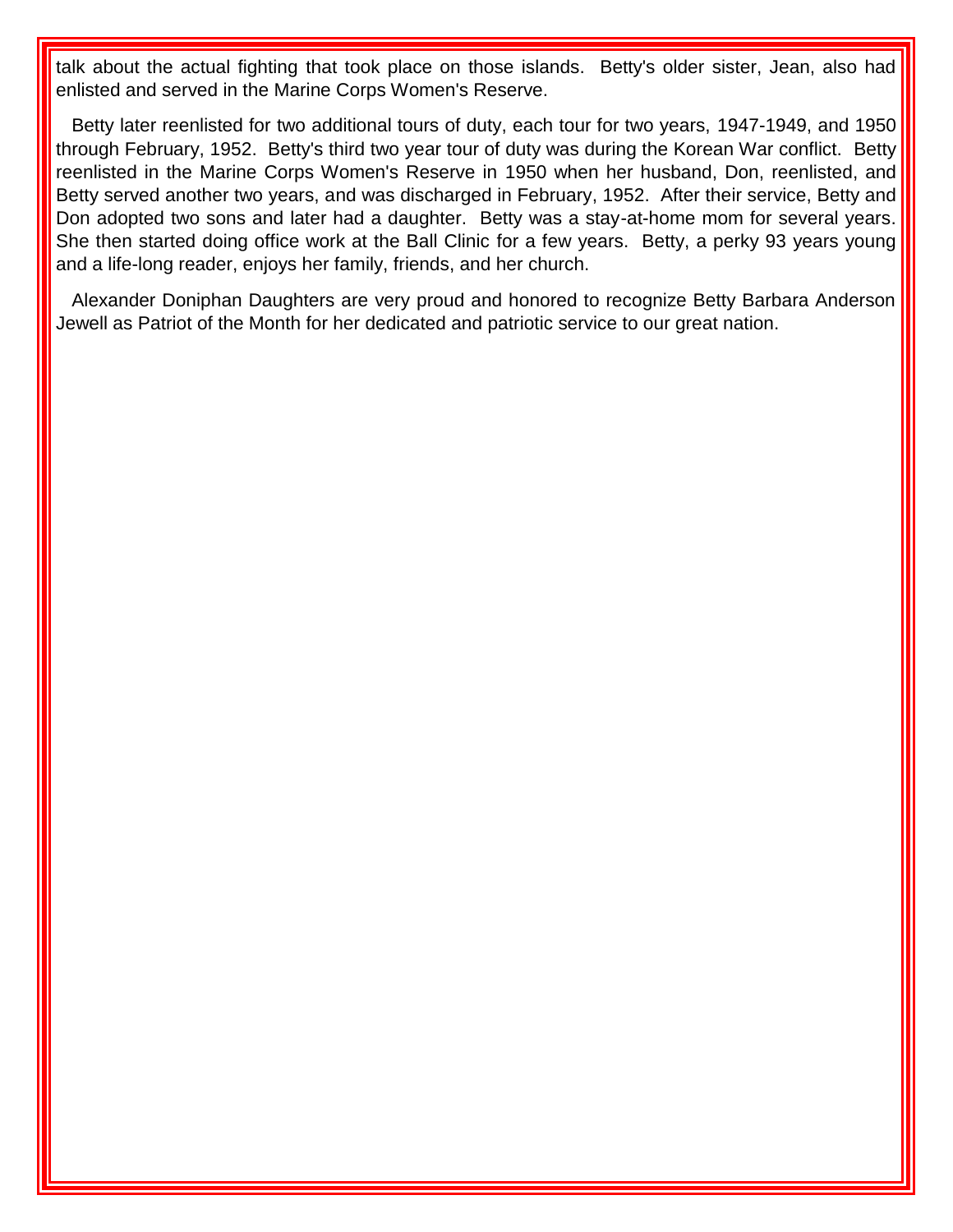talk about the actual fighting that took place on those islands. Betty's older sister, Jean, also had enlisted and served in the Marine Corps Women's Reserve.

Betty later reenlisted for two additional tours of duty, each tour for two years, 1947-1949, and 1950 through February, 1952. Betty's third two year tour of duty was during the Korean War conflict. Betty reenlisted in the Marine Corps Women's Reserve in 1950 when her husband, Don, reenlisted, and Betty served another two years, and was discharged in February, 1952. After their service, Betty and Don adopted two sons and later had a daughter. Betty was a stay-at-home mom for several years. She then started doing office work at the Ball Clinic for a few years. Betty, a perky 93 years young and a life-long reader, enjoys her family, friends, and her church.

Alexander Doniphan Daughters are very proud and honored to recognize Betty Barbara Anderson Jewell as Patriot of the Month for her dedicated and patriotic service to our great nation.